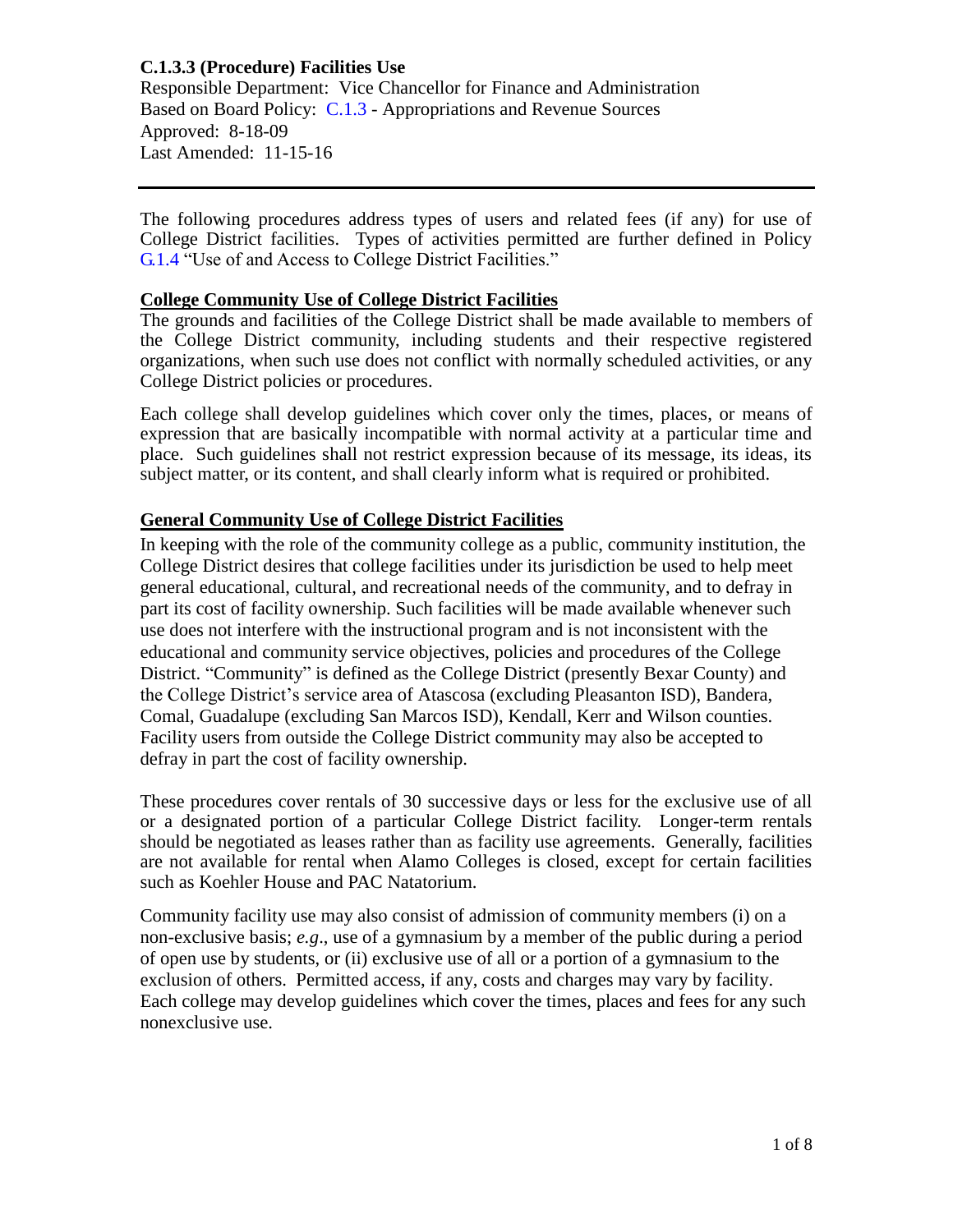# C.1.3.3 (Procedure) Facilities Use

Responsible Department: Vice Chancellor for Finance and Administration
Based on Board Policy: C.1.3 - Appropriations and Revenue Sources
Approved: 8-18-09
Last Amended: 11-15-16

---

The following procedures address types of users and related fees (if any) for use of College District facilities. Types of activities permitted are further defined in Policy G.1.4 "Use of and Access to College District Facilities."

## College Community Use of College District Facilities

The grounds and facilities of the College District shall be made available to members of the College District community, including students and their respective registered organizations, when such use does not conflict with normally scheduled activities, or any College District policies or procedures.

Each college shall develop guidelines which cover only the times, places, or means of expression that are basically incompatible with normal activity at a particular time and place. Such guidelines shall not restrict expression because of its message, its ideas, its subject matter, or its content, and shall clearly inform what is required or prohibited.

## General Community Use of College District Facilities

In keeping with the role of the community college as a public, community institution, the College District desires that college facilities under its jurisdiction be used to help meet general educational, cultural, and recreational needs of the community, and to defray in part its cost of facility ownership. Such facilities will be made available whenever such use does not interfere with the instructional program and is not inconsistent with the educational and community service objectives, policies and procedures of the College District. "Community" is defined as the College District (presently Bexar County) and the College District's service area of Atascosa (excluding Pleasanton ISD), Bandera, Comal, Guadalupe (excluding San Marcos ISD), Kendall, Kerr and Wilson counties. Facility users from outside the College District community may also be accepted to defray in part the cost of facility ownership.

These procedures cover rentals of 30 successive days or less for the exclusive use of all or a designated portion of a particular College District facility. Longer-term rentals should be negotiated as leases rather than as facility use agreements. Generally, facilities are not available for rental when Alamo Colleges is closed, except for certain facilities such as Koehler House and PAC Natatorium.

Community facility use may also consist of admission of community members (i) on a non-exclusive basis; *e.g*., use of a gymnasium by a member of the public during a period of open use by students, or (ii) exclusive use of all or a portion of a gymnasium to the exclusion of others. Permitted access, if any, costs and charges may vary by facility. Each college may develop guidelines which cover the times, places and fees for any such nonexclusive use.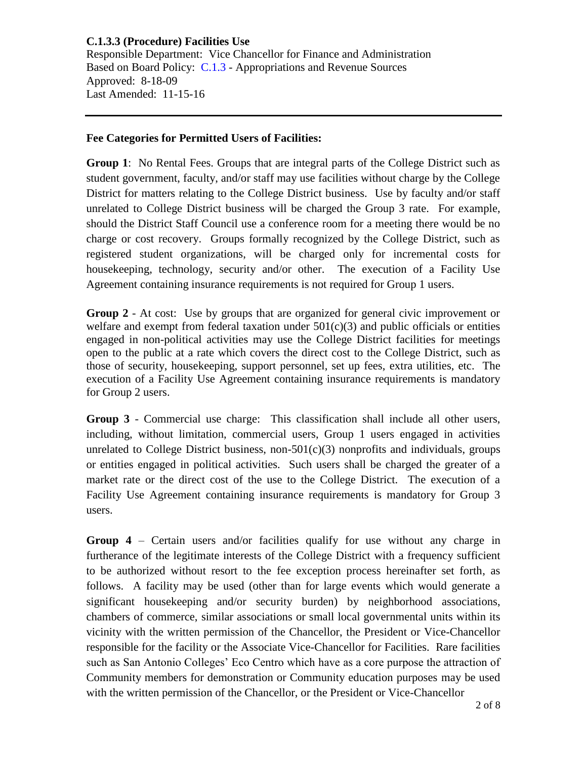**C.1.3.3 (Procedure) Facilities Use**
Responsible Department: Vice Chancellor for Finance and Administration
Based on Board Policy: C.1.3 - Appropriations and Revenue Sources
Approved: 8-18-09
Last Amended: 11-15-16

---

**Fee Categories for Permitted Users of Facilities:**

**Group 1**: No Rental Fees. Groups that are integral parts of the College District such as student government, faculty, and/or staff may use facilities without charge by the College District for matters relating to the College District business. Use by faculty and/or staff unrelated to College District business will be charged the Group 3 rate. For example, should the District Staff Council use a conference room for a meeting there would be no charge or cost recovery. Groups formally recognized by the College District, such as registered student organizations, will be charged only for incremental costs for housekeeping, technology, security and/or other. The execution of a Facility Use Agreement containing insurance requirements is not required for Group 1 users.

**Group 2** - At cost: Use by groups that are organized for general civic improvement or welfare and exempt from federal taxation under 501(c)(3) and public officials or entities engaged in non-political activities may use the College District facilities for meetings open to the public at a rate which covers the direct cost to the College District, such as those of security, housekeeping, support personnel, set up fees, extra utilities, etc. The execution of a Facility Use Agreement containing insurance requirements is mandatory for Group 2 users.

**Group 3** - Commercial use charge: This classification shall include all other users, including, without limitation, commercial users, Group 1 users engaged in activities unrelated to College District business, non-501(c)(3) nonprofits and individuals, groups or entities engaged in political activities. Such users shall be charged the greater of a market rate or the direct cost of the use to the College District. The execution of a Facility Use Agreement containing insurance requirements is mandatory for Group 3 users.

**Group 4** – Certain users and/or facilities qualify for use without any charge in furtherance of the legitimate interests of the College District with a frequency sufficient to be authorized without resort to the fee exception process hereinafter set forth, as follows. A facility may be used (other than for large events which would generate a significant housekeeping and/or security burden) by neighborhood associations, chambers of commerce, similar associations or small local governmental units within its vicinity with the written permission of the Chancellor, the President or Vice-Chancellor responsible for the facility or the Associate Vice-Chancellor for Facilities. Rare facilities such as San Antonio Colleges' Eco Centro which have as a core purpose the attraction of Community members for demonstration or Community education purposes may be used with the written permission of the Chancellor, or the President or Vice-Chancellor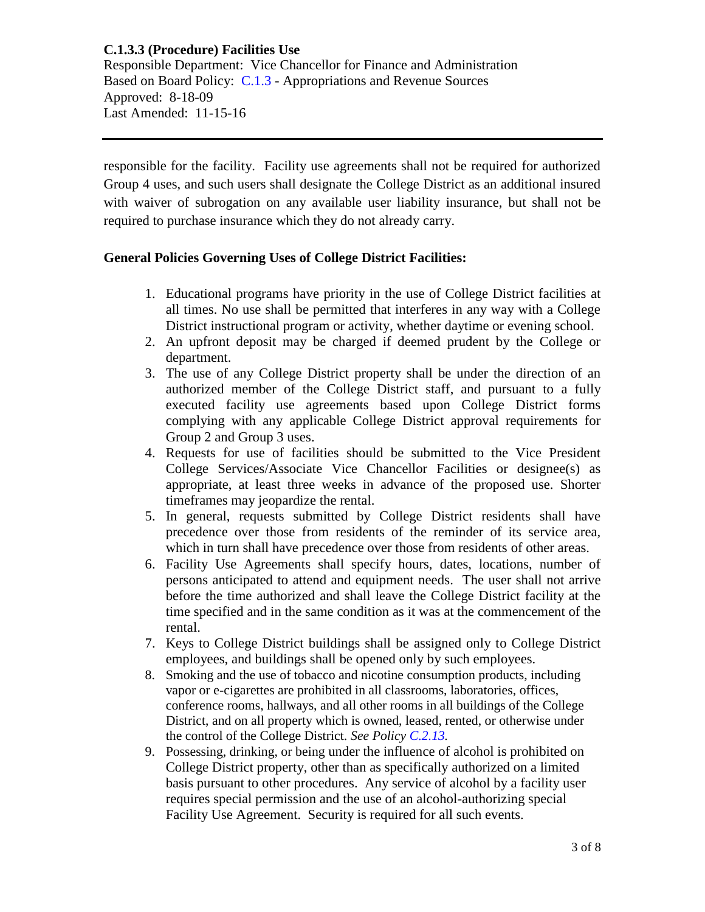responsible for the facility. Facility use agreements shall not be required for authorized Group 4 uses, and such users shall designate the College District as an additional insured with waiver of subrogation on any available user liability insurance, but shall not be required to purchase insurance which they do not already carry.

**General Policies Governing Uses of College District Facilities:**

1. Educational programs have priority in the use of College District facilities at all times. No use shall be permitted that interferes in any way with a College District instructional program or activity, whether daytime or evening school.
2. An upfront deposit may be charged if deemed prudent by the College or department.
3. The use of any College District property shall be under the direction of an authorized member of the College District staff, and pursuant to a fully executed facility use agreements based upon College District forms complying with any applicable College District approval requirements for Group 2 and Group 3 uses.
4. Requests for use of facilities should be submitted to the Vice President College Services/Associate Vice Chancellor Facilities or designee(s) as appropriate, at least three weeks in advance of the proposed use. Shorter timeframes may jeopardize the rental.
5. In general, requests submitted by College District residents shall have precedence over those from residents of the reminder of its service area, which in turn shall have precedence over those from residents of other areas.
6. Facility Use Agreements shall specify hours, dates, locations, number of persons anticipated to attend and equipment needs. The user shall not arrive before the time authorized and shall leave the College District facility at the time specified and in the same condition as it was at the commencement of the rental.
7. Keys to College District buildings shall be assigned only to College District employees, and buildings shall be opened only by such employees.
8. Smoking and the use of tobacco and nicotine consumption products, including vapor or e-cigarettes are prohibited in all classrooms, laboratories, offices, conference rooms, hallways, and all other rooms in all buildings of the College District, and on all property which is owned, leased, rented, or otherwise under the control of the College District. *See Policy C.2.13.*
9. Possessing, drinking, or being under the influence of alcohol is prohibited on College District property, other than as specifically authorized on a limited basis pursuant to other procedures. Any service of alcohol by a facility user requires special permission and the use of an alcohol-authorizing special Facility Use Agreement. Security is required for all such events.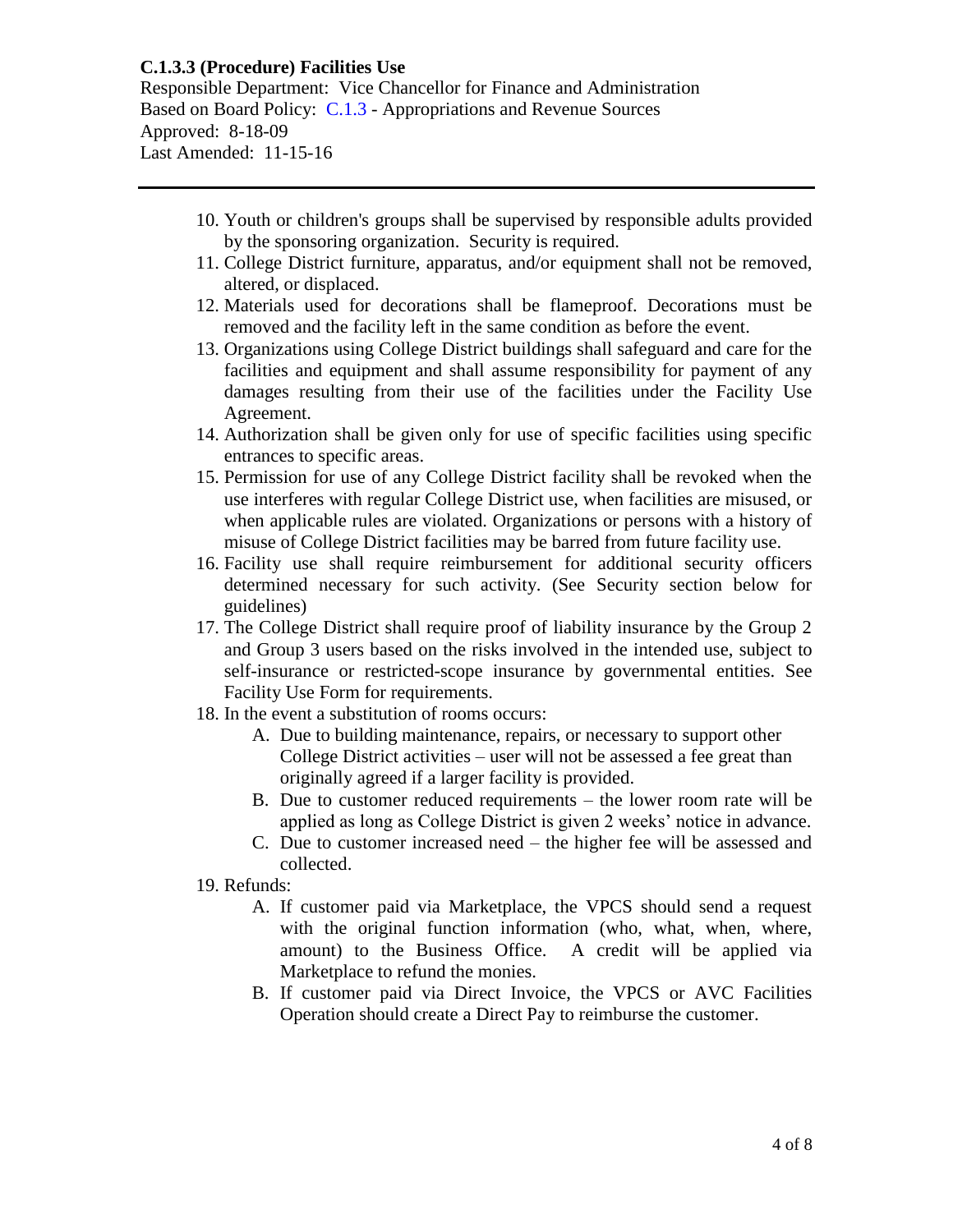10. Youth or children's groups shall be supervised by responsible adults provided by the sponsoring organization. Security is required.
11. College District furniture, apparatus, and/or equipment shall not be removed, altered, or displaced.
12. Materials used for decorations shall be flameproof. Decorations must be removed and the facility left in the same condition as before the event.
13. Organizations using College District buildings shall safeguard and care for the facilities and equipment and shall assume responsibility for payment of any damages resulting from their use of the facilities under the Facility Use Agreement.
14. Authorization shall be given only for use of specific facilities using specific entrances to specific areas.
15. Permission for use of any College District facility shall be revoked when the use interferes with regular College District use, when facilities are misused, or when applicable rules are violated. Organizations or persons with a history of misuse of College District facilities may be barred from future facility use.
16. Facility use shall require reimbursement for additional security officers determined necessary for such activity. (See Security section below for guidelines)
17. The College District shall require proof of liability insurance by the Group 2 and Group 3 users based on the risks involved in the intended use, subject to self-insurance or restricted-scope insurance by governmental entities. See Facility Use Form for requirements.
18. In the event a substitution of rooms occurs:
    - A. Due to building maintenance, repairs, or necessary to support other College District activities – user will not be assessed a fee great than originally agreed if a larger facility is provided.
    - B. Due to customer reduced requirements – the lower room rate will be applied as long as College District is given 2 weeks' notice in advance.
    - C. Due to customer increased need – the higher fee will be assessed and collected.
19. Refunds:
    - A. If customer paid via Marketplace, the VPCS should send a request with the original function information (who, what, when, where, amount) to the Business Office. A credit will be applied via Marketplace to refund the monies.
    - B. If customer paid via Direct Invoice, the VPCS or AVC Facilities Operation should create a Direct Pay to reimburse the customer.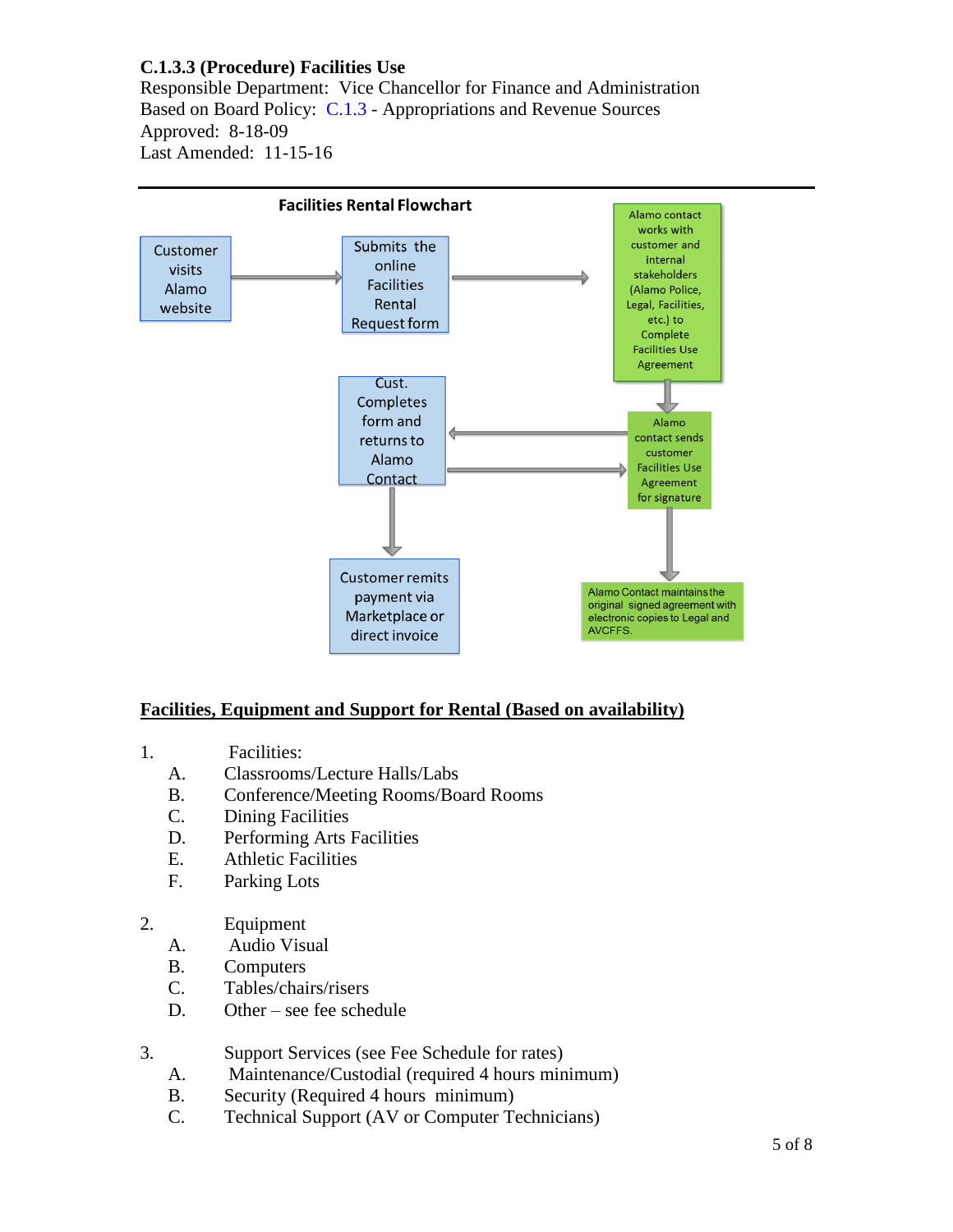**C.1.3.3 (Procedure) Facilities Use**
Responsible Department: Vice Chancellor for Finance and Administration
Based on Board Policy: C.1.3 - Appropriations and Revenue Sources
Approved: 8-18-09
Last Amended: 11-15-16

---

**Facilities Rental Flowchart**

Customer visits Alamo website → Submits the online Facilities Rental Request form → Alamo contact works with customer and internal stakeholders (Alamo Police, Legal, Facilities, etc.) to Complete Facilities Use Agreement → Alamo contact sends customer Facilities Use Agreement for signature ⇄ Cust. Completes form and returns to Alamo Contact → Customer remits payment via Marketplace or direct invoice

Alamo contact sends customer Facilities Use Agreement for signature → Alamo Contact maintains the original signed agreement with electronic copies to Legal and AVCFFS.

**<u>Facilities, Equipment and Support for Rental (Based on availability)</u>**

1. Facilities:
   - A. Classrooms/Lecture Halls/Labs
   - B. Conference/Meeting Rooms/Board Rooms
   - C. Dining Facilities
   - D. Performing Arts Facilities
   - E. Athletic Facilities
   - F. Parking Lots

2. Equipment
   - A. Audio Visual
   - B. Computers
   - C. Tables/chairs/risers
   - D. Other – see fee schedule

3. Support Services (see Fee Schedule for rates)
   - A. Maintenance/Custodial (required 4 hours minimum)
   - B. Security (Required 4 hours minimum)
   - C. Technical Support (AV or Computer Technicians)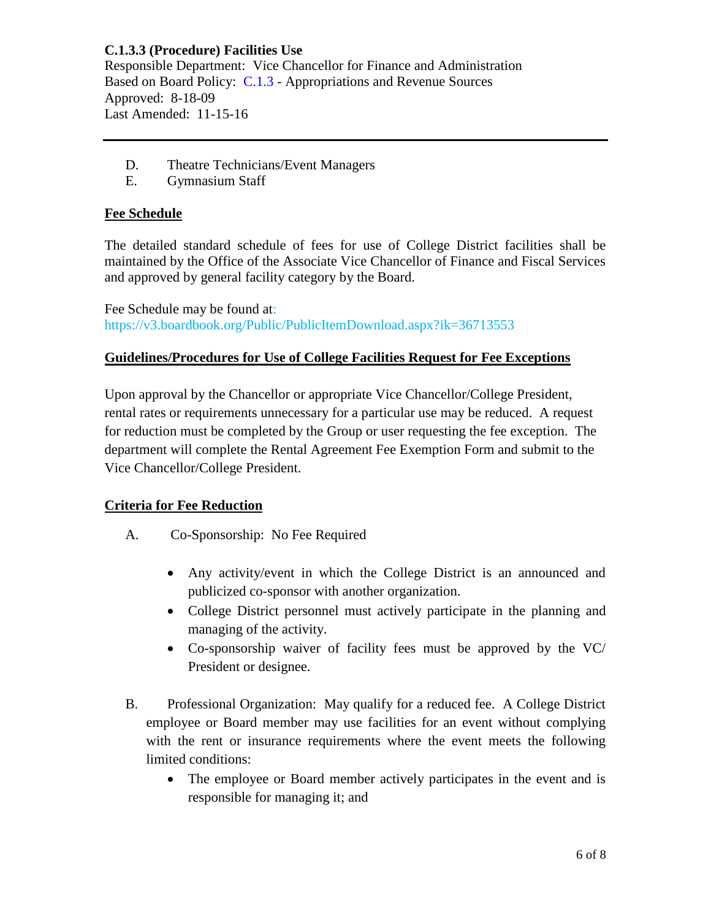D. Theatre Technicians/Event Managers
E. Gymnasium Staff

**Fee Schedule**

The detailed standard schedule of fees for use of College District facilities shall be maintained by the Office of the Associate Vice Chancellor of Finance and Fiscal Services and approved by general facility category by the Board.

Fee Schedule may be found at: https://v3.boardbook.org/Public/PublicItemDownload.aspx?ik=36713553

**Guidelines/Procedures for Use of College Facilities Request for Fee Exceptions**

Upon approval by the Chancellor or appropriate Vice Chancellor/College President, rental rates or requirements unnecessary for a particular use may be reduced. A request for reduction must be completed by the Group or user requesting the fee exception. The department will complete the Rental Agreement Fee Exemption Form and submit to the Vice Chancellor/College President.

**Criteria for Fee Reduction**

A. Co-Sponsorship: No Fee Required

- Any activity/event in which the College District is an announced and publicized co-sponsor with another organization.
- College District personnel must actively participate in the planning and managing of the activity.
- Co-sponsorship waiver of facility fees must be approved by the VC/ President or designee.

B. Professional Organization: May qualify for a reduced fee. A College District employee or Board member may use facilities for an event without complying with the rent or insurance requirements where the event meets the following limited conditions:

- The employee or Board member actively participates in the event and is responsible for managing it; and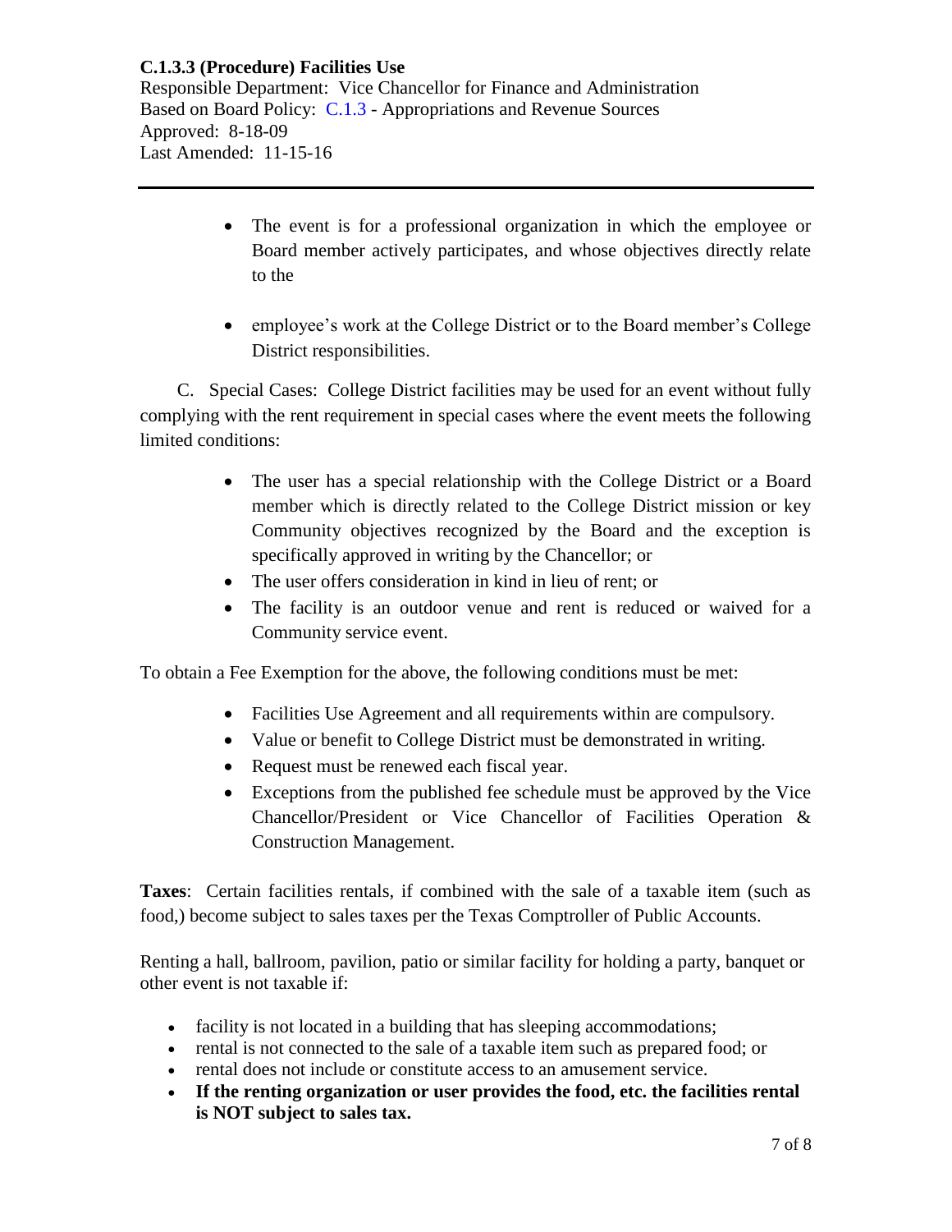- The event is for a professional organization in which the employee or Board member actively participates, and whose objectives directly relate to the

- employee's work at the College District or to the Board member's College District responsibilities.

C. Special Cases: College District facilities may be used for an event without fully complying with the rent requirement in special cases where the event meets the following limited conditions:

- The user has a special relationship with the College District or a Board member which is directly related to the College District mission or key Community objectives recognized by the Board and the exception is specifically approved in writing by the Chancellor; or
- The user offers consideration in kind in lieu of rent; or
- The facility is an outdoor venue and rent is reduced or waived for a Community service event.

To obtain a Fee Exemption for the above, the following conditions must be met:

- Facilities Use Agreement and all requirements within are compulsory.
- Value or benefit to College District must be demonstrated in writing.
- Request must be renewed each fiscal year.
- Exceptions from the published fee schedule must be approved by the Vice Chancellor/President or Vice Chancellor of Facilities Operation & Construction Management.

**Taxes**: Certain facilities rentals, if combined with the sale of a taxable item (such as food,) become subject to sales taxes per the Texas Comptroller of Public Accounts.

Renting a hall, ballroom, pavilion, patio or similar facility for holding a party, banquet or other event is not taxable if:

- facility is not located in a building that has sleeping accommodations;
- rental is not connected to the sale of a taxable item such as prepared food; or
- rental does not include or constitute access to an amusement service.
- **If the renting organization or user provides the food, etc. the facilities rental is NOT subject to sales tax.**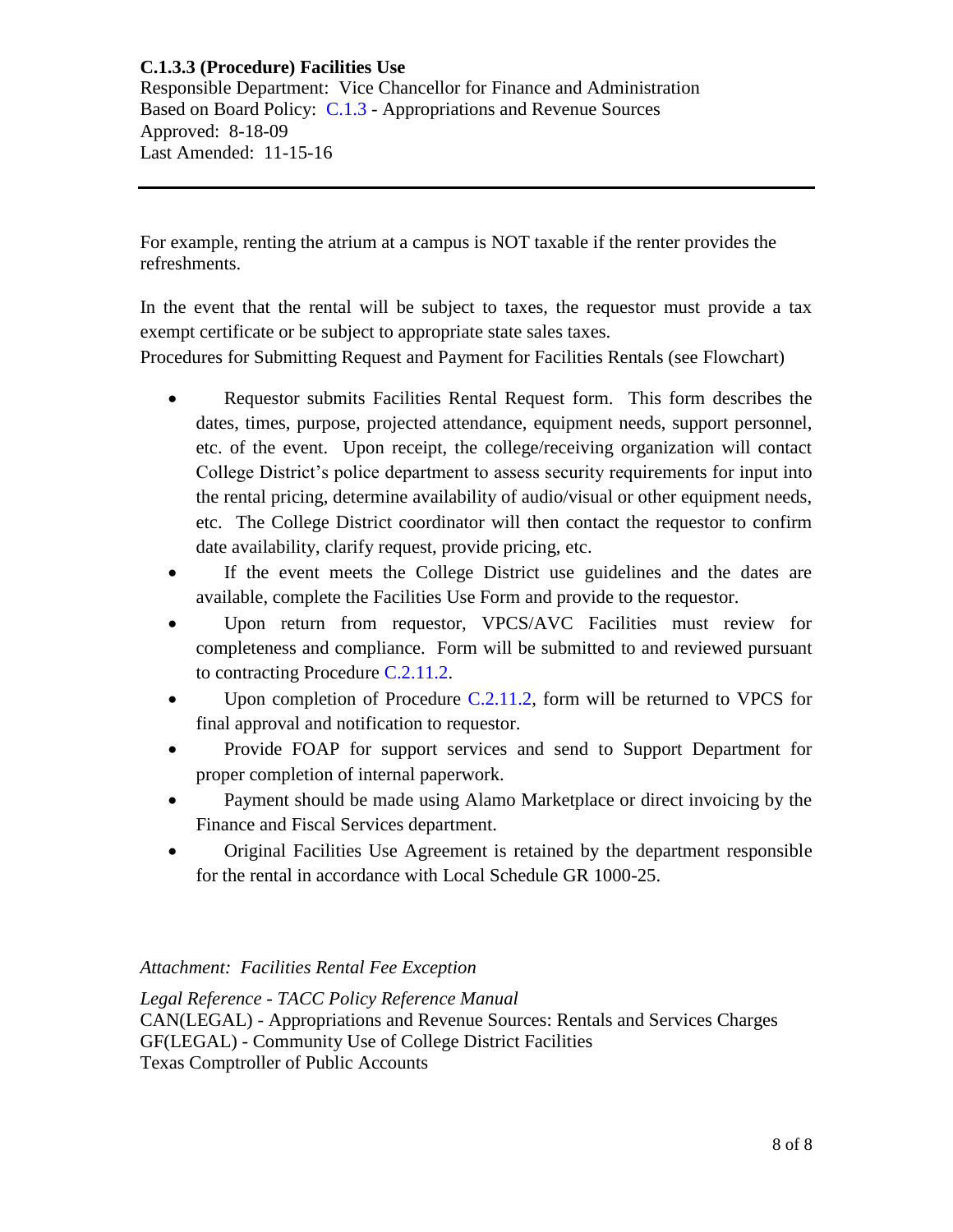For example, renting the atrium at a campus is NOT taxable if the renter provides the refreshments.

In the event that the rental will be subject to taxes, the requestor must provide a tax exempt certificate or be subject to appropriate state sales taxes.

Procedures for Submitting Request and Payment for Facilities Rentals (see Flowchart)

- Requestor submits Facilities Rental Request form. This form describes the dates, times, purpose, projected attendance, equipment needs, support personnel, etc. of the event. Upon receipt, the college/receiving organization will contact College District's police department to assess security requirements for input into the rental pricing, determine availability of audio/visual or other equipment needs, etc. The College District coordinator will then contact the requestor to confirm date availability, clarify request, provide pricing, etc.
- If the event meets the College District use guidelines and the dates are available, complete the Facilities Use Form and provide to the requestor.
- Upon return from requestor, VPCS/AVC Facilities must review for completeness and compliance. Form will be submitted to and reviewed pursuant to contracting Procedure C.2.11.2.
- Upon completion of Procedure C.2.11.2, form will be returned to VPCS for final approval and notification to requestor.
- Provide FOAP for support services and send to Support Department for proper completion of internal paperwork.
- Payment should be made using Alamo Marketplace or direct invoicing by the Finance and Fiscal Services department.
- Original Facilities Use Agreement is retained by the department responsible for the rental in accordance with Local Schedule GR 1000-25.

*Attachment: Facilities Rental Fee Exception*

*Legal Reference - TACC Policy Reference Manual*
CAN(LEGAL) - Appropriations and Revenue Sources: Rentals and Services Charges
GF(LEGAL) - Community Use of College District Facilities
Texas Comptroller of Public Accounts